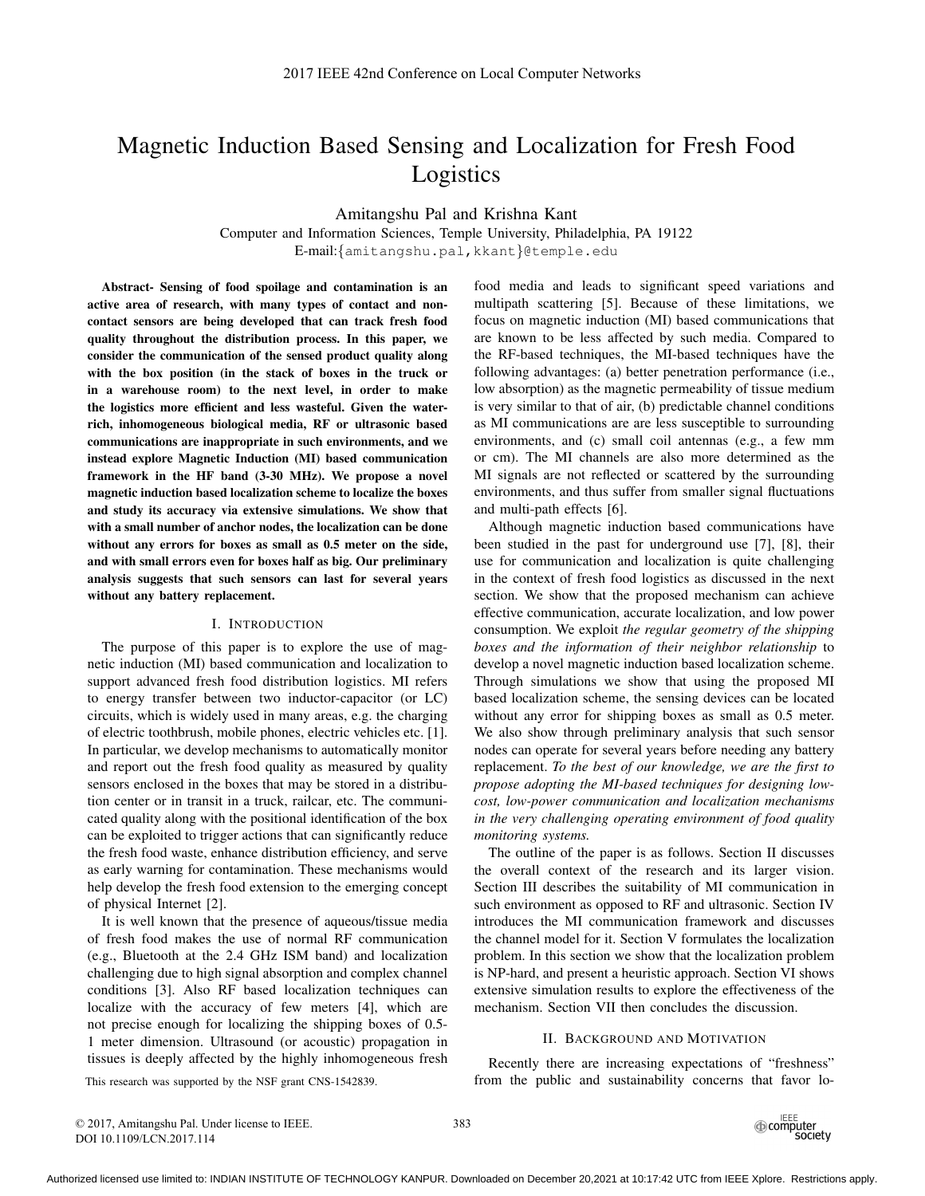# Magnetic Induction Based Sensing and Localization for Fresh Food Logistics

Amitangshu Pal and Krishna Kant

Computer and Information Sciences, Temple University, Philadelphia, PA 19122

E-mail:{amitangshu.pal,kkant}@temple.edu

**Abstract- Sensing of food spoilage and contamination is an active area of research, with many types of contact and non-contact sensors are being developed that can track fresh food quality throughout the distribution process. In this paper, we consider the communication of the sensed product quality along with the box position (in the stack of boxes in the truck or in a warehouse room) to the next level, in order to make the logistics more efficient and less wasteful. Given the water-rich, inhomogeneous biological media, RF or ultrasonic based communications are inappropriate in such environments, and we instead explore Magnetic Induction (MI) based communication framework in the HF band (3-30 MHz). We propose a novel magnetic induction based localization scheme to localize the boxes and study its accuracy via extensive simulations. We show that with a small number of anchor nodes, the localization can be done without any errors for boxes as small as 0.5 meter on the side, and with small errors even for boxes half as big. Our preliminary analysis suggests that such sensors can last for several years without any battery replacement.**

## I. Introduction

The purpose of this paper is to explore the use of magnetic induction (MI) based communication and localization to support advanced fresh food distribution logistics. MI refers to energy transfer between two inductor-capacitor (or LC) circuits, which is widely used in many areas, e.g. the charging of electric toothbrush, mobile phones, electric vehicles etc. [1]. In particular, we develop mechanisms to automatically monitor and report out the fresh food quality as measured by quality sensors enclosed in the boxes that may be stored in a distribution center or in transit in a truck, railcar, etc. The communicated quality along with the positional identification of the box can be exploited to trigger actions that can significantly reduce the fresh food waste, enhance distribution efficiency, and serve as early warning for contamination. These mechanisms would help develop the fresh food extension to the emerging concept of physical Internet [2].

It is well known that the presence of aqueous/tissue media of fresh food makes the use of normal RF communication (e.g., Bluetooth at the 2.4 GHz ISM band) and localization challenging due to high signal absorption and complex channel conditions [3]. Also RF based localization techniques can localize with the accuracy of few meters [4], which are not precise enough for localizing the shipping boxes of 0.5-1 meter dimension. Ultrasound (or acoustic) propagation in tissues is deeply affected by the highly inhomogeneous fresh food media and leads to significant speed variations and multipath scattering [5]. Because of these limitations, we focus on magnetic induction (MI) based communications that are known to be less affected by such media. Compared to the RF-based techniques, the MI-based techniques have the following advantages: (a) better penetration performance (i.e., low absorption) as the magnetic permeability of tissue medium is very similar to that of air, (b) predictable channel conditions as MI communications are are less susceptible to surrounding environments, and (c) small coil antennas (e.g., a few mm or cm). The MI channels are also more determined as the MI signals are not reflected or scattered by the surrounding environments, and thus suffer from smaller signal fluctuations and multi-path effects [6].

Although magnetic induction based communications have been studied in the past for underground use [7], [8], their use for communication and localization is quite challenging in the context of fresh food logistics as discussed in the next section. We show that the proposed mechanism can achieve effective communication, accurate localization, and low power consumption. We exploit *the regular geometry of the shipping boxes and the information of their neighbor relationship* to develop a novel magnetic induction based localization scheme. Through simulations we show that using the proposed MI based localization scheme, the sensing devices can be located without any error for shipping boxes as small as 0.5 meter. We also show through preliminary analysis that such sensor nodes can operate for several years before needing any battery replacement. *To the best of our knowledge, we are the first to propose adopting the MI-based techniques for designing low-cost, low-power communication and localization mechanisms in the very challenging operating environment of food quality monitoring systems.*

The outline of the paper is as follows. Section II discusses the overall context of the research and its larger vision. Section III describes the suitability of MI communication in such environment as opposed to RF and ultrasonic. Section IV introduces the MI communication framework and discusses the channel model for it. Section V formulates the localization problem. In this section we show that the localization problem is NP-hard, and present a heuristic approach. Section VI shows extensive simulation results to explore the effectiveness of the mechanism. Section VII then concludes the discussion.

## II. Background and Motivation

Recently there are increasing expectations of "freshness" from the public and sustainability concerns that favor lo-

This research was supported by the NSF grant CNS-1542839.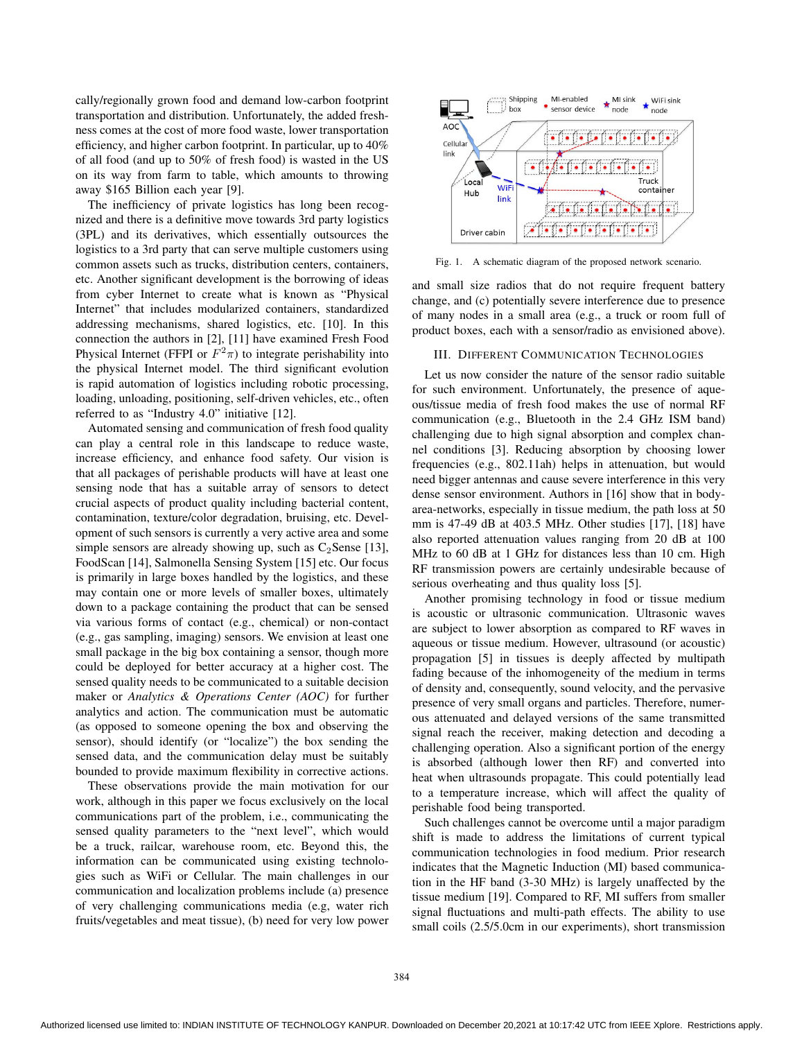cally/regionally grown food and demand low-carbon footprint transportation and distribution. Unfortunately, the added freshness comes at the cost of more food waste, lower transportation efficiency, and higher carbon footprint. In particular, up to 40% of all food (and up to 50% of fresh food) is wasted in the US on its way from farm to table, which amounts to throwing away $165 Billion each year [9].

The inefficiency of private logistics has long been recognized and there is a definitive move towards 3rd party logistics (3PL) and its derivatives, which essentially outsources the logistics to a 3rd party that can serve multiple customers using common assets such as trucks, distribution centers, containers, etc. Another significant development is the borrowing of ideas from cyber Internet to create what is known as "Physical Internet" that includes modularized containers, standardized addressing mechanisms, shared logistics, etc. [10]. In this connection the authors in [2], [11] have examined Fresh Food Physical Internet (FFPI or $F^2\pi$) to integrate perishability into the physical Internet model. The third significant evolution is rapid automation of logistics including robotic processing, loading, unloading, positioning, self-driven vehicles, etc., often referred to as "Industry 4.0" initiative [12].

Automated sensing and communication of fresh food quality can play a central role in this landscape to reduce waste, increase efficiency, and enhance food safety. Our vision is that all packages of perishable products will have at least one sensing node that has a suitable array of sensors to detect crucial aspects of product quality including bacterial content, contamination, texture/color degradation, bruising, etc. Development of such sensors is currently a very active area and some simple sensors are already showing up, such as $C_2$Sense [13], FoodScan [14], Salmonella Sensing System [15] etc. Our focus is primarily in large boxes handled by the logistics, and these may contain one or more levels of smaller boxes, ultimately down to a package containing the product that can be sensed via various forms of contact (e.g., chemical) or non-contact (e.g., gas sampling, imaging) sensors. We envision at least one small package in the big box containing a sensor, though more could be deployed for better accuracy at a higher cost. The sensed quality needs to be communicated to a suitable decision maker or *Analytics & Operations Center (AOC)* for further analytics and action. The communication must be automatic (as opposed to someone opening the box and observing the sensor), should identify (or "localize") the box sending the sensed data, and the communication delay must be suitably bounded to provide maximum flexibility in corrective actions.

These observations provide the main motivation for our work, although in this paper we focus exclusively on the local communications part of the problem, i.e., communicating the sensed quality parameters to the "next level", which would be a truck, railcar, warehouse room, etc. Beyond this, the information can be communicated using existing technologies such as WiFi or Cellular. The main challenges in our communication and localization problems include (a) presence of very challenging communications media (e.g, water rich fruits/vegetables and meat tissue), (b) need for very low power and small size radios that do not require frequent battery change, and (c) potentially severe interference due to presence of many nodes in a small area (e.g., a truck or room full of product boxes, each with a sensor/radio as envisioned above).

Shipping box
MI-enabled sensor device
MI sink node
WiFi sink node
AOC
Cellular link
Local Hub
WiFi link
Truck container
Driver cabin

Fig. 1. A schematic diagram of the proposed network scenario.

## III. Different Communication Technologies

Let us now consider the nature of the sensor radio suitable for such environment. Unfortunately, the presence of aqueous/tissue media of fresh food makes the use of normal RF communication (e.g., Bluetooth in the 2.4 GHz ISM band) challenging due to high signal absorption and complex channel conditions [3]. Reducing absorption by choosing lower frequencies (e.g., 802.11ah) helps in attenuation, but would need bigger antennas and cause severe interference in this very dense sensor environment. Authors in [16] show that in body-area-networks, especially in tissue medium, the path loss at 50 mm is 47-49 dB at 403.5 MHz. Other studies [17], [18] have also reported attenuation values ranging from 20 dB at 100 MHz to 60 dB at 1 GHz for distances less than 10 cm. High RF transmission powers are certainly undesirable because of serious overheating and thus quality loss [5].

Another promising technology in food or tissue medium is acoustic or ultrasonic communication. Ultrasonic waves are subject to lower absorption as compared to RF waves in aqueous or tissue medium. However, ultrasound (or acoustic) propagation [5] in tissues is deeply affected by multipath fading because of the inhomogeneity of the medium in terms of density and, consequently, sound velocity, and the pervasive presence of very small organs and particles. Therefore, numerous attenuated and delayed versions of the same transmitted signal reach the receiver, making detection and decoding a challenging operation. Also a significant portion of the energy is absorbed (although lower then RF) and converted into heat when ultrasounds propagate. This could potentially lead to a temperature increase, which will affect the quality of perishable food being transported.

Such challenges cannot be overcome until a major paradigm shift is made to address the limitations of current typical communication technologies in food medium. Prior research indicates that the Magnetic Induction (MI) based communication in the HF band (3-30 MHz) is largely unaffected by the tissue medium [19]. Compared to RF, MI suffers from smaller signal fluctuations and multi-path effects. The ability to use small coils (2.5/5.0cm in our experiments), short transmission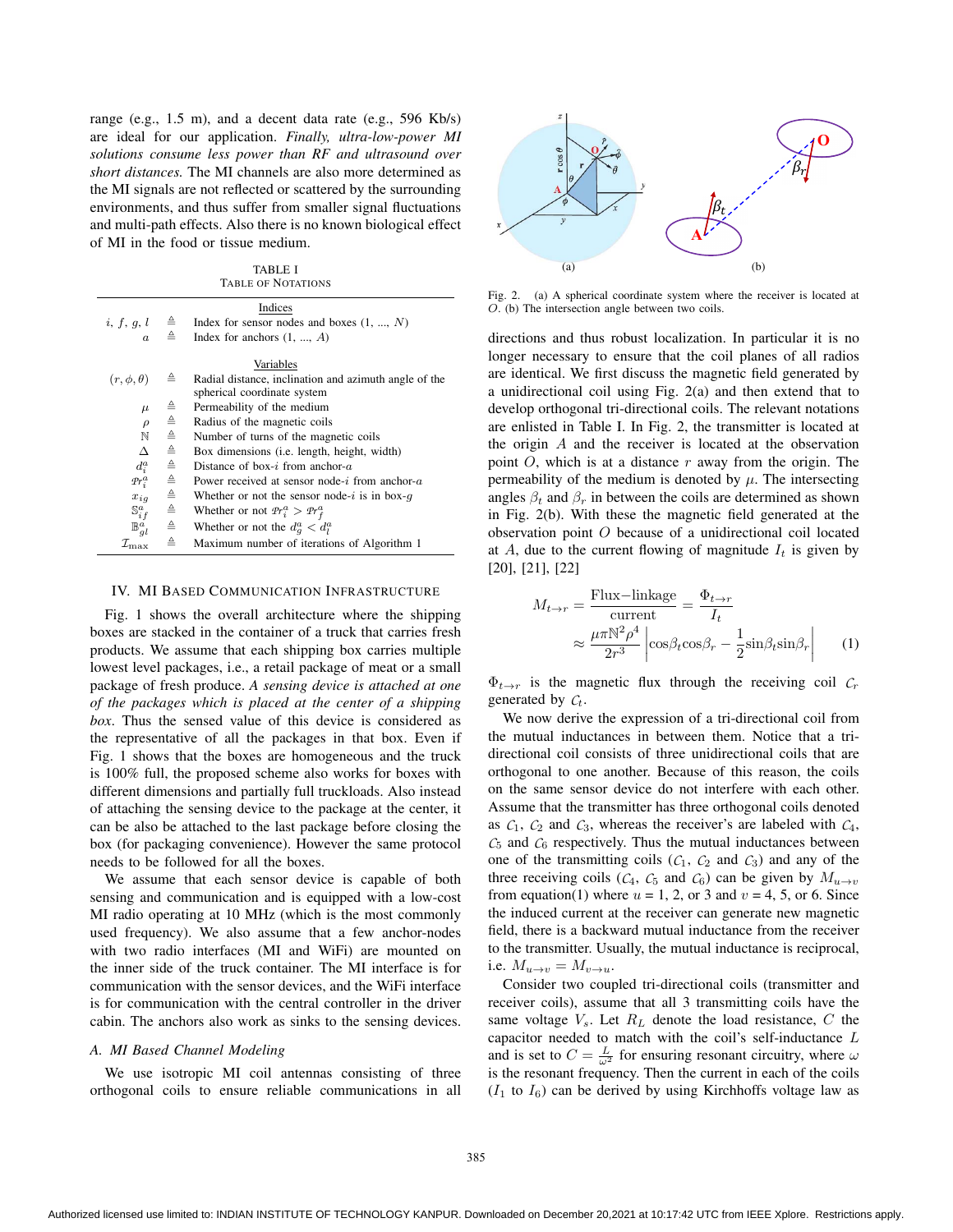range (e.g., 1.5 m), and a decent data rate (e.g., 596 Kb/s) are ideal for our application. *Finally, ultra-low-power MI solutions consume less power than RF and ultrasound over short distances.* The MI channels are also more determined as the MI signals are not reflected or scattered by the surrounding environments, and thus suffer from smaller signal fluctuations and multi-path effects. Also there is no known biological effect of MI in the food or tissue medium.

TABLE I
TABLE OF NOTATIONS

| | | |
|---|---|---|
| | | Indices |
| $i, f, g, l$ | $\triangleq$ | Index for sensor nodes and boxes (1, ..., $N$) |
| $a$ | $\triangleq$ | Index for anchors (1, ..., $A$) |
| | | Variables |
| $(r, \phi, \theta)$ | $\triangleq$ | Radial distance, inclination and azimuth angle of the spherical coordinate system |
| $\mu$ | $\triangleq$ | Permeability of the medium |
| $\rho$ | $\triangleq$ | Radius of the magnetic coils |
| $\mathbb{N}$ | $\triangleq$ | Number of turns of the magnetic coils |
| $\Delta$ | $\triangleq$ | Box dimensions (i.e. length, height, width) |
| $d_i^a$ | $\triangleq$ | Distance of box-$i$ from anchor-$a$ |
| $\mathcal{P}r_i^a$ | $\triangleq$ | Power received at sensor node-$i$ from anchor-$a$ |
| $x_{ig}$ | $\triangleq$ | Whether or not the sensor node-$i$ is in box-$g$ |
| $\mathbb{S}_{if}^a$ | $\triangleq$ | Whether or not $\mathcal{P}r_i^a > \mathcal{P}r_f^a$ |
| $\mathbb{B}_{gl}^a$ | $\triangleq$ | Whether or not the $d_g^a < d_l^a$ |
| $\mathcal{I}_{\max}$ | $\triangleq$ | Maximum number of iterations of Algorithm 1 |

## IV. MI Based Communication Infrastructure

Fig. 1 shows the overall architecture where the shipping boxes are stacked in the container of a truck that carries fresh products. We assume that each shipping box carries multiple lowest level packages, i.e., a retail package of meat or a small package of fresh produce. *A sensing device is attached at one of the packages which is placed at the center of a shipping box.* Thus the sensed value of this device is considered as the representative of all the packages in that box. Even if Fig. 1 shows that the boxes are homogeneous and the truck is 100% full, the proposed scheme also works for boxes with different dimensions and partially full truckloads. Also instead of attaching the sensing device to the package at the center, it can be also be attached to the last package before closing the box (for packaging convenience). However the same protocol needs to be followed for all the boxes.

We assume that each sensor device is capable of both sensing and communication and is equipped with a low-cost MI radio operating at 10 MHz (which is the most commonly used frequency). We also assume that a few anchor-nodes with two radio interfaces (MI and WiFi) are mounted on the inner side of the truck container. The MI interface is for communication with the sensor devices, and the WiFi interface is for communication with the central controller in the driver cabin. The anchors also work as sinks to the sensing devices.

### A. MI Based Channel Modeling

We use isotropic MI coil antennas consisting of three orthogonal coils to ensure reliable communications in all

Fig. 2. (a) A spherical coordinate system where the receiver is located at $O$. (b) The intersection angle between two coils.

directions and thus robust localization. In particular it is no longer necessary to ensure that the coil planes of all radios are identical. We first discuss the magnetic field generated by a unidirectional coil using Fig. 2(a) and then extend that to develop orthogonal tri-directional coils. The relevant notations are enlisted in Table I. In Fig. 2, the transmitter is located at the origin $A$ and the receiver is located at the observation point $O$, which is at a distance $r$ away from the origin. The permeability of the medium is denoted by $\mu$. The intersecting angles $\beta_t$ and $\beta_r$ in between the coils are determined as shown in Fig. 2(b). With these the magnetic field generated at the observation point $O$ because of a unidirectional coil located at $A$, due to the current flowing of magnitude $I_t$ is given by [20], [21], [22]

$$M_{t\to r} = \frac{\text{Flux}-\text{linkage}}{\text{current}} = \frac{\Phi_{t\to r}}{I_t}$$
$$\approx \frac{\mu\pi\mathbb{N}^2\rho^4}{2r^3}\left|\cos\beta_t\cos\beta_r - \frac{1}{2}\sin\beta_t\sin\beta_r\right| \quad (1)$$

$\Phi_{t\to r}$ is the magnetic flux through the receiving coil $\mathcal{C}_r$ generated by $\mathcal{C}_t$.

We now derive the expression of a tri-directional coil from the mutual inductances in between them. Notice that a tri-directional coil consists of three unidirectional coils that are orthogonal to one another. Because of this reason, the coils on the same sensor device do not interfere with each other. Assume that the transmitter has three orthogonal coils denoted as $\mathcal{C}_1$, $\mathcal{C}_2$ and $\mathcal{C}_3$, whereas the receiver's are labeled with $\mathcal{C}_4$, $\mathcal{C}_5$ and $\mathcal{C}_6$ respectively. Thus the mutual inductances between one of the transmitting coils ($\mathcal{C}_1$, $\mathcal{C}_2$ and $\mathcal{C}_3$) and any of the three receiving coils ($\mathcal{C}_4$, $\mathcal{C}_5$ and $\mathcal{C}_6$) can be given by $M_{u\to v}$ from equation(1) where $u$ = 1, 2, or 3 and $v$ = 4, 5, or 6. Since the induced current at the receiver can generate new magnetic field, there is a backward mutual inductance from the receiver to the transmitter. Usually, the mutual inductance is reciprocal, i.e. $M_{u\to v} = M_{v\to u}$.

Consider two coupled tri-directional coils (transmitter and receiver coils), assume that all 3 transmitting coils have the same voltage $V_s$. Let $R_L$ denote the load resistance, $C$ the capacitor needed to match with the coil's self-inductance $L$ and is set to $C = \frac{L}{\omega^2}$ for ensuring resonant circuitry, where $\omega$ is the resonant frequency. Then the current in each of the coils ($I_1$ to $I_6$) can be derived by using Kirchhoffs voltage law as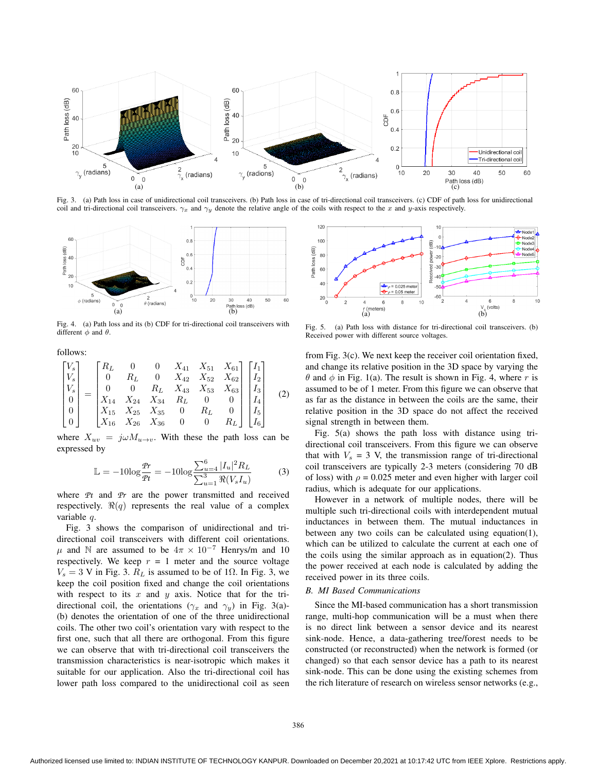Fig. 3. (a) Path loss in case of unidirectional coil transceivers. (b) Path loss in case of tri-directional coil transceivers. (c) CDF of path loss for unidirectional coil and tri-directional coil transceivers. $\gamma_x$ and $\gamma_y$ denote the relative angle of the coils with respect to the $x$ and $y$-axis respectively.

Fig. 4. (a) Path loss and its (b) CDF for tri-directional coil transceivers with different $\phi$ and $\theta$.

Fig. 5. (a) Path loss with distance for tri-directional coil transceivers. (b) Received power with different source voltages.

follows:

$$\begin{bmatrix} V_s \\ V_s \\ V_s \\ 0 \\ 0 \\ 0 \end{bmatrix} = \begin{bmatrix} R_L & 0 & 0 & X_{41} & X_{51} & X_{61} \\ 0 & R_L & 0 & X_{42} & X_{52} & X_{62} \\ 0 & 0 & R_L & X_{43} & X_{53} & X_{63} \\ X_{14} & X_{24} & X_{34} & R_L & 0 & 0 \\ X_{15} & X_{25} & X_{35} & 0 & R_L & 0 \\ X_{16} & X_{26} & X_{36} & 0 & 0 & R_L \end{bmatrix} \begin{bmatrix} I_1 \\ I_2 \\ I_3 \\ I_4 \\ I_5 \\ I_6 \end{bmatrix} \quad (2)$$

where $X_{uv} = j\omega M_{u\to v}$. With these the path loss can be expressed by

$$\mathbb{L} = -10\log\frac{\mathcal{P}r}{\mathcal{P}t} = -10\log\frac{\sum_{u=4}^{6}|I_u|^2 R_L}{\sum_{u=1}^{3}\Re(V_s I_u)} \quad (3)$$

where $\mathcal{P}t$ and $\mathcal{P}r$ are the power transmitted and received respectively. $\Re(q)$ represents the real value of a complex variable $q$.

Fig. 3 shows the comparison of unidirectional and tri-directional coil transceivers with different coil orientations. $\mu$ and $\mathbb{N}$ are assumed to be $4\pi \times 10^{-7}$ Henrys/m and 10 respectively. We keep $r$ = 1 meter and the source voltage $V_s = 3$ V in Fig. 3. $R_L$ is assumed to be of 1$\Omega$. In Fig. 3, we keep the coil position fixed and change the coil orientations with respect to its $x$ and $y$ axis. Notice that for the tri-directional coil, the orientations ($\gamma_x$ and $\gamma_y$) in Fig. 3(a)-(b) denotes the orientation of one of the three unidirectional coils. The other two coil's orientation vary with respect to the first one, such that all three are orthogonal. From this figure we can observe that with tri-directional coil transceivers the transmission characteristics is near-isotropic which makes it suitable for our application. Also the tri-directional coil has lower path loss compared to the unidirectional coil as seen from Fig. 3(c). We next keep the receiver coil orientation fixed, and change its relative position in the 3D space by varying the $\theta$ and $\phi$ in Fig. 1(a). The result is shown in Fig. 4, where $r$ is assumed to be of 1 meter. From this figure we can observe that as far as the distance in between the coils are the same, their relative position in the 3D space do not affect the received signal strength in between them.

Fig. 5(a) shows the path loss with distance using tri-directional coil transceivers. From this figure we can observe that with $V_s$ = 3 V, the transmission range of tri-directional coil transceivers are typically 2-3 meters (considering 70 dB of loss) with $\rho$ = 0.025 meter and even higher with larger coil radius, which is adequate for our applications.

However in a network of multiple nodes, there will be multiple such tri-directional coils with interdependent mutual inductances in between them. The mutual inductances in between any two coils can be calculated using equation(1), which can be utilized to calculate the current at each one of the coils using the similar approach as in equation(2). Thus the power received at each node is calculated by adding the received power in its three coils.

### B. MI Based Communications

Since the MI-based communication has a short transmission range, multi-hop communication will be a must when there is no direct link between a sensor device and its nearest sink-node. Hence, a data-gathering tree/forest needs to be constructed (or reconstructed) when the network is formed (or changed) so that each sensor device has a path to its nearest sink-node. This can be done using the existing schemes from the rich literature of research on wireless sensor networks (e.g.,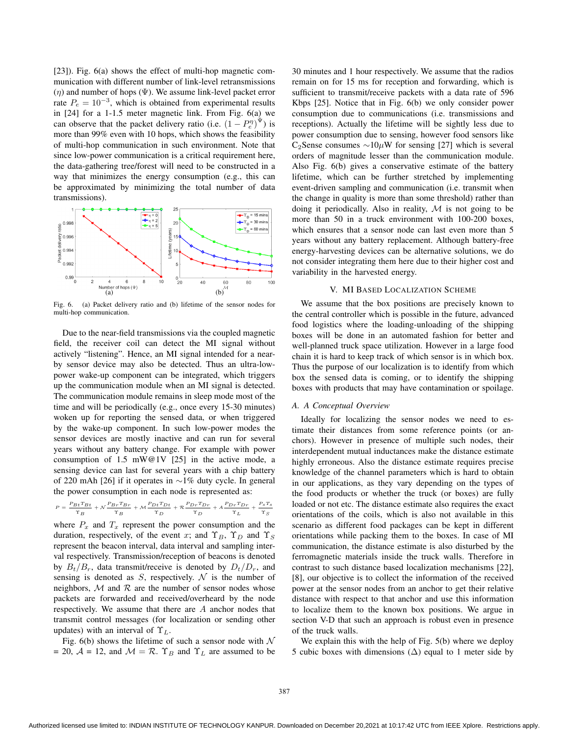[23]). Fig. 6(a) shows the effect of multi-hop magnetic communication with different number of link-level retransmissions ($\eta$) and number of hops ($\Psi$). We assume link-level packet error rate $P_e = 10^{-3}$, which is obtained from experimental results in [24] for a 1-1.5 meter magnetic link. From Fig. 6(a) we can observe that the packet delivery ratio (i.e. $(1 - P_e^{\eta})^{\Psi}$) is more than 99% even with 10 hops, which shows the feasibility of multi-hop communication in such environment. Note that since low-power communication is a critical requirement here, the data-gathering tree/forest will need to be constructed in a way that minimizes the energy consumption (e.g., this can be approximated by minimizing the total number of data transmissions).

Packet delivery ratio
0.99
0.992
0.994
0.996
0.998
1
0 2 4 6 8 10
Number of hops ($\Psi$)
(a)
η = 0
η = 2
η = 5

Lifetime (years)
0 5 10 15 20 25
20 40 60 80 100
$\mathcal{M}$
(b)
$\Upsilon_D$ = 15 mins
$\Upsilon_D$ = 30 mins
$\Upsilon_D$ = 60 mins

Fig. 6. (a) Packet delivery ratio and (b) lifetime of the sensor nodes for multi-hop communication.

Due to the near-field transmissions via the coupled magnetic field, the receiver coil can detect the MI signal without actively "listening". Hence, an MI signal intended for a nearby sensor device may also be detected. Thus an ultra-low-power wake-up component can be integrated, which triggers up the communication module when an MI signal is detected. The communication module remains in sleep mode most of the time and will be periodically (e.g., once every 15-30 minutes) woken up for reporting the sensed data, or when triggered by the wake-up component. In such low-power modes the sensor devices are mostly inactive and can run for several years without any battery change. For example with power consumption of 1.5 mW@1V [25] in the active mode, a sensing device can last for several years with a chip battery of 220 mAh [26] if it operates in ~1% duty cycle. In general the power consumption in each node is represented as:

$$P = \frac{P_{Bt}T_{Bt}}{\Upsilon_B} + \mathcal{N}\frac{P_{Br}T_{Br}}{\Upsilon_B} + \mathcal{M}\frac{P_{Dt}T_{Dt}}{\Upsilon_D} + \mathcal{R}\frac{P_{Dr}T_{Dr}}{\Upsilon_D} + \mathcal{A}\frac{P_{Dr}T_{Dr}}{\Upsilon_L} + \frac{P_S T_S}{\Upsilon_S}$$

where $P_x$ and $T_x$ represent the power consumption and the duration, respectively, of the event $x$; and $\Upsilon_B$, $\Upsilon_D$ and $\Upsilon_S$ represent the beacon interval, data interval and sampling interval respectively. Transmission/reception of beacons is denoted by $B_t/B_r$, data transmit/receive is denoted by $D_t/D_r$, and sensing is denoted as $S$, respectively. $\mathcal{N}$ is the number of neighbors, $\mathcal{M}$ and $\mathcal{R}$ are the number of sensor nodes whose packets are forwarded and received/overheard by the node respectively. We assume that there are $\mathcal{A}$ anchor nodes that transmit control messages (for localization or sending other updates) with an interval of $\Upsilon_L$.

Fig. 6(b) shows the lifetime of such a sensor node with $\mathcal{N}$ = 20, $\mathcal{A}$ = 12, and $\mathcal{M} = \mathcal{R}$. $\Upsilon_B$ and $\Upsilon_L$ are assumed to be 30 minutes and 1 hour respectively. We assume that the radios remain on for 15 ms for reception and forwarding, which is sufficient to transmit/receive packets with a data rate of 596 Kbps [25]. Notice that in Fig. 6(b) we only consider power consumption due to communications (i.e. transmissions and receptions). Actually the lifetime will be sightly less due to power consumption due to sensing, however food sensors like $C_2$Sense consumes ~10$\mu$W for sensing [27] which is several orders of magnitude lesser than the communication module. Also Fig. 6(b) gives a conservative estimate of the battery lifetime, which can be further stretched by implementing event-driven sampling and communication (i.e. transmit when the change in quality is more than some threshold) rather than doing it periodically. Also in reality, $\mathcal{M}$ is not going to be more than 50 in a truck environment with 100-200 boxes, which ensures that a sensor node can last even more than 5 years without any battery replacement. Although battery-free energy-harvesting devices can be alternative solutions, we do not consider integrating them here due to their higher cost and variability in the harvested energy.

## V. MI Based Localization Scheme

We assume that the box positions are precisely known to the central controller which is possible in the future, advanced food logistics where the loading-unloading of the shipping boxes will be done in an automated fashion for better and well-planned truck space utilization. However in a large food chain it is hard to keep track of which sensor is in which box. Thus the purpose of our localization is to identify from which box the sensed data is coming, or to identify the shipping boxes with products that may have contamination or spoilage.

### A. A Conceptual Overview

Ideally for localizing the sensor nodes we need to estimate their distances from some reference points (or anchors). However in presence of multiple such nodes, their interdependent mutual inductances make the distance estimate highly erroneous. Also the distance estimate requires precise knowledge of the channel parameters which is hard to obtain in our applications, as they vary depending on the types of the food products or whether the truck (or boxes) are fully loaded or not etc. The distance estimate also requires the exact orientations of the coils, which is also not available in this scenario as different food packages can be kept in different orientations while packing them to the boxes. In case of MI communication, the distance estimate is also disturbed by the ferromagnetic materials inside the truck walls. Therefore in contrast to such distance based localization mechanisms [22], [8], our objective is to collect the information of the received power at the sensor nodes from an anchor to get their relative distance with respect to that anchor and use this information to localize them to the known box positions. We argue in section V-D that such an approach is robust even in presence of the truck walls.

We explain this with the help of Fig. 5(b) where we deploy 5 cubic boxes with dimensions ($\Delta$) equal to 1 meter side by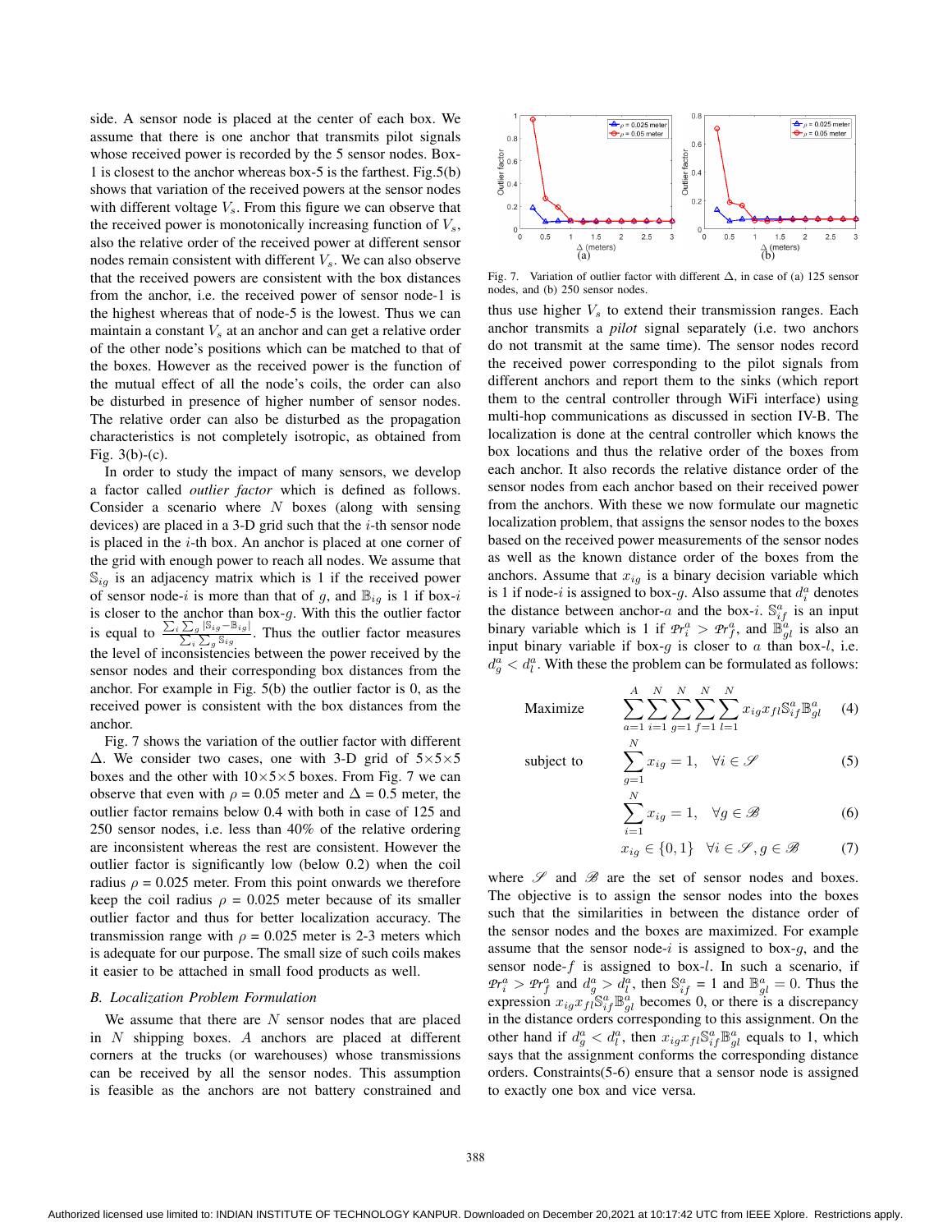side. A sensor node is placed at the center of each box. We assume that there is one anchor that transmits pilot signals whose received power is recorded by the 5 sensor nodes. Box-1 is closest to the anchor whereas box-5 is the farthest. Fig.5(b) shows that variation of the received powers at the sensor nodes with different voltage $V_s$. From this figure we can observe that the received power is monotonically increasing function of $V_s$, also the relative order of the received power at different sensor nodes remain consistent with different $V_s$. We can also observe that the received powers are consistent with the box distances from the anchor, i.e. the received power of sensor node-1 is the highest whereas that of node-5 is the lowest. Thus we can maintain a constant $V_s$ at an anchor and can get a relative order of the other node's positions which can be matched to that of the boxes. However as the received power is the function of the mutual effect of all the node's coils, the order can also be disturbed in presence of higher number of sensor nodes. The relative order can also be disturbed as the propagation characteristics is not completely isotropic, as obtained from Fig. 3(b)-(c).

In order to study the impact of many sensors, we develop a factor called *outlier factor* which is defined as follows. Consider a scenario where $N$ boxes (along with sensing devices) are placed in a 3-D grid such that the $i$-th sensor node is placed in the $i$-th box. An anchor is placed at one corner of the grid with enough power to reach all nodes. We assume that $\mathbb{S}_{ig}$ is an adjacency matrix which is 1 if the received power of sensor node-$i$ is more than that of $g$, and $\mathbb{B}_{ig}$ is 1 if box-$i$ is closer to the anchor than box-$g$. With this the outlier factor is equal to $\frac{\sum_i \sum_g |\mathbb{S}_{ig} - \mathbb{B}_{ig}|}{\sum_i \sum_g \mathbb{S}_{ig}}$. Thus the outlier factor measures the level of inconsistencies between the power received by the sensor nodes and their corresponding box distances from the anchor. For example in Fig. 5(b) the outlier factor is 0, as the received power is consistent with the box distances from the anchor.

Fig. 7 shows the variation of the outlier factor with different $\Delta$. We consider two cases, one with 3-D grid of $5\times5\times5$ boxes and the other with $10\times5\times5$ boxes. From Fig. 7 we can observe that even with $\rho$ = 0.05 meter and $\Delta$ = 0.5 meter, the outlier factor remains below 0.4 with both in case of 125 and 250 sensor nodes, i.e. less than 40% of the relative ordering are inconsistent whereas the rest are consistent. However the outlier factor is significantly low (below 0.2) when the coil radius $\rho$ = 0.025 meter. From this point onwards we therefore keep the coil radius $\rho$ = 0.025 meter because of its smaller outlier factor and thus for better localization accuracy. The transmission range with $\rho$ = 0.025 meter is 2-3 meters which is adequate for our purpose. The small size of such coils makes it easier to be attached in small food products as well.

### B. Localization Problem Formulation

We assume that there are $N$ sensor nodes that are placed in $N$ shipping boxes. $A$ anchors are placed at different corners at the trucks (or warehouses) whose transmissions can be received by all the sensor nodes. This assumption is feasible as the anchors are not battery constrained and

Fig. 7. Variation of outlier factor with different $\Delta$, in case of (a) 125 sensor nodes, and (b) 250 sensor nodes.

thus use higher $V_s$ to extend their transmission ranges. Each anchor transmits a *pilot* signal separately (i.e. two anchors do not transmit at the same time). The sensor nodes record the received power corresponding to the pilot signals from different anchors and report them to the sinks (which report them to the central controller through WiFi interface) using multi-hop communications as discussed in section IV-B. The localization is done at the central controller which knows the box locations and thus the relative order of the boxes from each anchor. It also records the relative distance order of the sensor nodes from each anchor based on their received power from the anchors. With these we now formulate our magnetic localization problem, that assigns the sensor nodes to the boxes based on the received power measurements of the sensor nodes as well as the known distance order of the boxes from the anchors. Assume that $x_{ig}$ is a binary decision variable which is 1 if node-$i$ is assigned to box-$g$. Also assume that $d_i^a$ denotes the distance between anchor-$a$ and the box-$i$. $\mathbb{S}_{if}^a$ is an input binary variable which is 1 if $\mathscr{Pr}_i^a > \mathscr{Pr}_f^a$, and $\mathbb{B}_{gl}^a$ is also an input binary variable if box-$g$ is closer to $a$ than box-$l$, i.e. $d_g^a < d_l^a$. With these the problem can be formulated as follows:

$$\text{Maximize} \quad \sum_{a=1}^{A}\sum_{i=1}^{N}\sum_{g=1}^{N}\sum_{f=1}^{N}\sum_{l=1}^{N} x_{ig}x_{fl}\mathbb{S}_{if}^a\mathbb{B}_{gl}^a \tag{4}$$

$$\text{subject to} \quad \sum_{g=1}^{N} x_{ig} = 1, \quad \forall i \in \mathscr{S} \tag{5}$$

$$\sum_{i=1}^{N} x_{ig} = 1, \quad \forall g \in \mathscr{B} \tag{6}$$

$$x_{ig} \in \{0,1\} \quad \forall i \in \mathscr{S}, g \in \mathscr{B} \tag{7}$$

where $\mathscr{S}$ and $\mathscr{B}$ are the set of sensor nodes and boxes. The objective is to assign the sensor nodes into the boxes such that the similarities in between the distance order of the sensor nodes and the boxes are maximized. For example assume that the sensor node-$i$ is assigned to box-$g$, and the sensor node-$f$ is assigned to box-$l$. In such a scenario, if $\mathscr{Pr}_i^a > \mathscr{Pr}_f^a$ and $d_g^a > d_l^a$, then $\mathbb{S}_{if}^a$ = 1 and $\mathbb{B}_{gl}^a = 0$. Thus the expression $x_{ig}x_{fl}\mathbb{S}_{if}^a\mathbb{B}_{gl}^a$ becomes 0, or there is a discrepancy in the distance orders corresponding to this assignment. On the other hand if $d_g^a < d_l^a$, then $x_{ig}x_{fl}\mathbb{S}_{if}^a\mathbb{B}_{gl}^a$ equals to 1, which says that the assignment conforms the corresponding distance orders. Constraints(5-6) ensure that a sensor node is assigned to exactly one box and vice versa.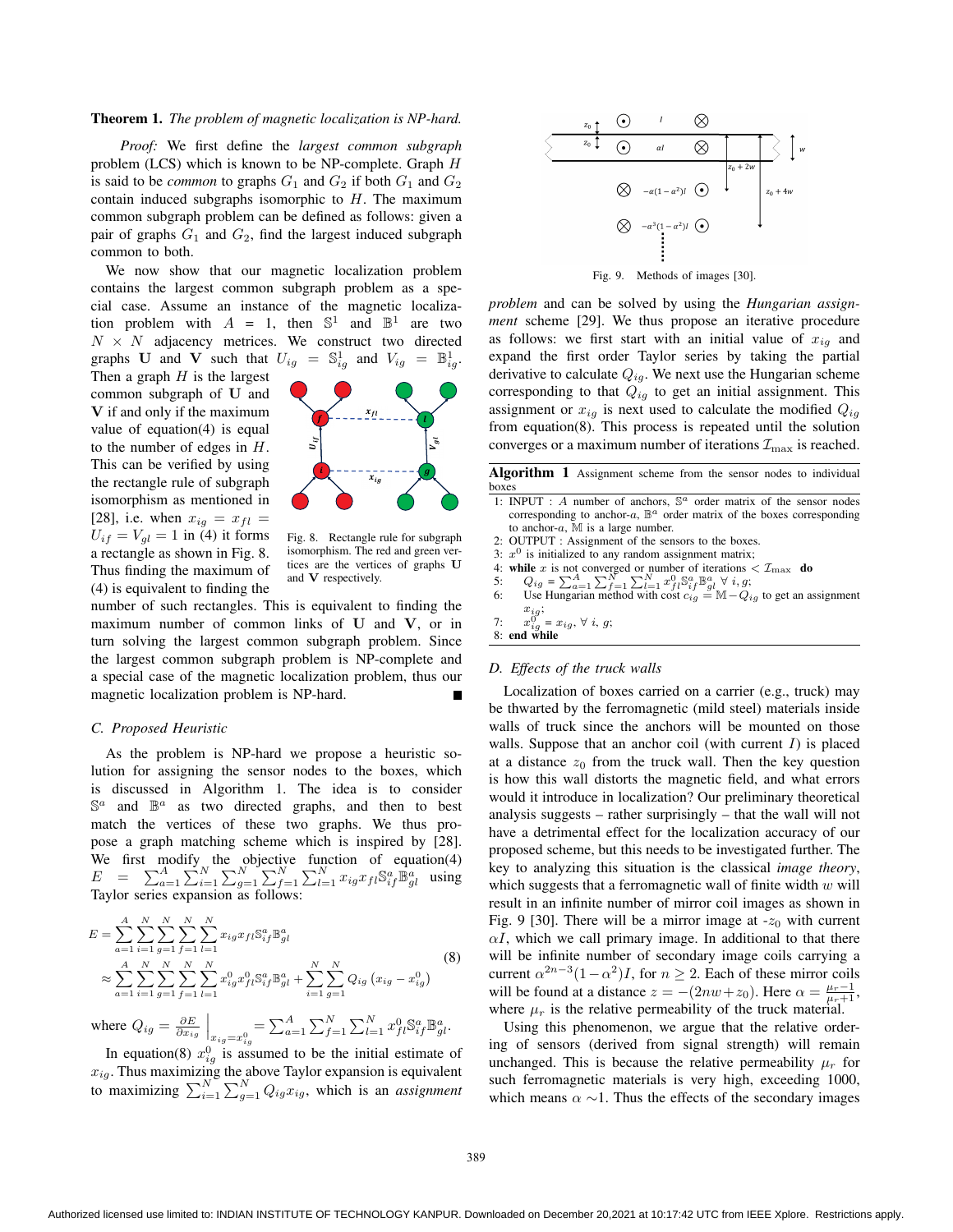**Theorem 1.** *The problem of magnetic localization is NP-hard.*

*Proof:* We first define the *largest common subgraph* problem (LCS) which is known to be NP-complete. Graph $H$ is said to be *common* to graphs $G_1$ and $G_2$ if both $G_1$ and $G_2$ contain induced subgraphs isomorphic to $H$. The maximum common subgraph problem can be defined as follows: given a pair of graphs $G_1$ and $G_2$, find the largest induced subgraph common to both.

We now show that our magnetic localization problem contains the largest common subgraph problem as a special case. Assume an instance of the magnetic localization problem with $A$ = 1, then $\mathbb{S}^1$ and $\mathbb{B}^1$ are two $N \times N$ adjacency metrices. We construct two directed graphs $\mathbf{U}$ and $\mathbf{V}$ such that $U_{ig} = \mathbb{S}^1_{ig}$ and $V_{ig} = \mathbb{B}^1_{ig}$. Then a graph $H$ is the largest common subgraph of $\mathbf{U}$ and $\mathbf{V}$ if and only if the maximum value of equation(4) is equal to the number of edges in $H$. This can be verified by using the rectangle rule of subgraph isomorphism as mentioned in [28], i.e. when $x_{ig} = x_{fl} = U_{if} = V_{gl} = 1$ in (4) it forms a rectangle as shown in Fig. 8. Thus finding the maximum of (4) is equivalent to finding the number of such rectangles. This is equivalent to finding the maximum number of common links of $\mathbf{U}$ and $\mathbf{V}$, or in turn solving the largest common subgraph problem. Since the largest common subgraph problem is NP-complete and a special case of the magnetic localization problem, thus our magnetic localization problem is NP-hard. ∎

Fig. 8. Rectangle rule for subgraph isomorphism. The red and green vertices are the vertices of graphs $\mathbf{U}$ and $\mathbf{V}$ respectively.

### C. Proposed Heuristic

As the problem is NP-hard we propose a heuristic solution for assigning the sensor nodes to the boxes, which is discussed in Algorithm 1. The idea is to consider $\mathbb{S}^a$ and $\mathbb{B}^a$ as two directed graphs, and then to best match the vertices of these two graphs. We thus propose a graph matching scheme which is inspired by [28]. We first modify the objective function of equation(4) $E = \sum_{a=1}^{A}\sum_{i=1}^{N}\sum_{g=1}^{N}\sum_{f=1}^{N}\sum_{l=1}^{N} x_{ig}x_{fl}\mathbb{S}^a_{if}\mathbb{B}^a_{gl}$ using Taylor series expansion as follows:

$$
\begin{aligned}
E &= \sum_{a=1}^{A}\sum_{i=1}^{N}\sum_{g=1}^{N}\sum_{f=1}^{N}\sum_{l=1}^{N} x_{ig}x_{fl}\mathbb{S}^a_{if}\mathbb{B}^a_{gl} \\
&\approx \sum_{a=1}^{A}\sum_{i=1}^{N}\sum_{g=1}^{N}\sum_{f=1}^{N}\sum_{l=1}^{N} x^0_{ig}x^0_{fl}\mathbb{S}^a_{if}\mathbb{B}^a_{gl} + \sum_{i=1}^{N}\sum_{g=1}^{N} Q_{ig}\left(x_{ig} - x^0_{ig}\right)
\end{aligned}
\tag{8}
$$

where $Q_{ig} = \frac{\partial E}{\partial x_{ig}}\Big|_{x_{ig}=x^0_{ig}} = \sum_{a=1}^{A}\sum_{f=1}^{N}\sum_{l=1}^{N} x^0_{fl}\mathbb{S}^a_{if}\mathbb{B}^a_{gl}$.

In equation(8) $x^0_{ig}$ is assumed to be the initial estimate of $x_{ig}$. Thus maximizing the above Taylor expansion is equivalent to maximizing $\sum_{i=1}^{N}\sum_{g=1}^{N} Q_{ig}x_{ig}$, which is an *assignment problem* and can be solved by using the *Hungarian assignment* scheme [29]. We thus propose an iterative procedure as follows: we first start with an initial value of $x_{ig}$ and expand the first order Taylor series by taking the partial derivative to calculate $Q_{ig}$. We next use the Hungarian scheme corresponding to that $Q_{ig}$ to get an initial assignment. This assignment or $x_{ig}$ is next used to calculate the modified $Q_{ig}$ from equation(8). This process is repeated until the solution converges or a maximum number of iterations $\mathcal{I}_{\max}$ is reached.

Fig. 9. Methods of images [30].

**Algorithm 1** Assignment scheme from the sensor nodes to individual boxes

1: INPUT : $A$ number of anchors, $\mathbb{S}^a$ order matrix of the sensor nodes corresponding to anchor-$a$, $\mathbb{B}^a$ order matrix of the boxes corresponding to anchor-$a$, $\mathbb{M}$ is a large number.
2: OUTPUT : Assignment of the sensors to the boxes.
3: $x^0$ is initialized to any random assignment matrix;
4: **while** $x$ is not converged or number of iterations $< \mathcal{I}_{\max}$ **do**
5: $\quad Q_{ig} = \sum_{a=1}^{A}\sum_{f=1}^{N}\sum_{l=1}^{N} x^0_{fl}\mathbb{S}^a_{if}\mathbb{B}^a_{gl}\ \forall\ i, g$;
6: $\quad$Use Hungarian method with cost $c_{ig} = \mathbb{M} - Q_{ig}$ to get an assignment $x_{ig}$;
7: $\quad x^0_{ig} = x_{ig},\ \forall\ i,\ g$;
8: **end while**

### D. Effects of the truck walls

Localization of boxes carried on a carrier (e.g., truck) may be thwarted by the ferromagnetic (mild steel) materials inside walls of truck since the anchors will be mounted on those walls. Suppose that an anchor coil (with current $I$) is placed at a distance $z_0$ from the truck wall. Then the key question is how this wall distorts the magnetic field, and what errors would it introduce in localization? Our preliminary theoretical analysis suggests – rather surprisingly – that the wall will not have a detrimental effect for the localization accuracy of our proposed scheme, but this needs to be investigated further. The key to analyzing this situation is the classical *image theory*, which suggests that a ferromagnetic wall of finite width $w$ will result in an infinite number of mirror coil images as shown in Fig. 9 [30]. There will be a mirror image at -$z_0$ with current $\alpha I$, which we call primary image. In additional to that there will be infinite number of secondary image coils carrying a current $\alpha^{2n-3}(1-\alpha^2)I$, for $n \geq 2$. Each of these mirror coils will be found at a distance $z = -(2nw+z_0)$. Here $\alpha = \frac{\mu_r - 1}{\mu_r + 1}$, where $\mu_r$ is the relative permeability of the truck material.

Using this phenomenon, we argue that the relative ordering of sensors (derived from signal strength) will remain unchanged. This is because the relative permeability $\mu_r$ for such ferromagnetic materials is very high, exceeding 1000, which means $\alpha \sim 1$. Thus the effects of the secondary images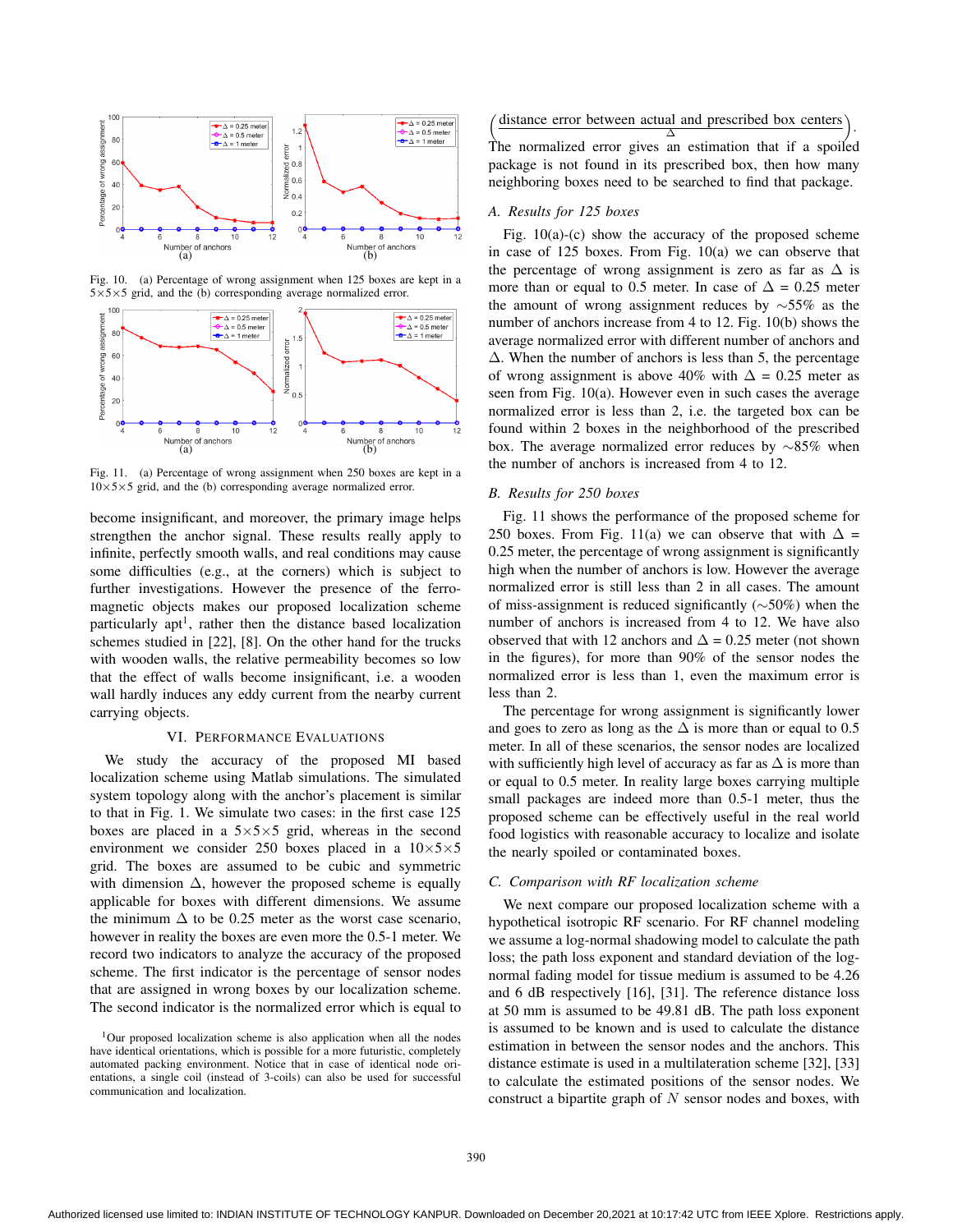Fig. 10. (a) Percentage of wrong assignment when 125 boxes are kept in a 5×5×5 grid, and the (b) corresponding average normalized error.

Fig. 11. (a) Percentage of wrong assignment when 250 boxes are kept in a 10×5×5 grid, and the (b) corresponding average normalized error.

become insignificant, and moreover, the primary image helps strengthen the anchor signal. These results really apply to infinite, perfectly smooth walls, and real conditions may cause some difficulties (e.g., at the corners) which is subject to further investigations. However the presence of the ferro-magnetic objects makes our proposed localization scheme particularly apt[1], rather then the distance based localization schemes studied in [22], [8]. On the other hand for the trucks with wooden walls, the relative permeability becomes so low that the effect of walls become insignificant, i.e. a wooden wall hardly induces any eddy current from the nearby current carrying objects.

## VI. Performance Evaluations

We study the accuracy of the proposed MI based localization scheme using Matlab simulations. The simulated system topology along with the anchor's placement is similar to that in Fig. 1. We simulate two cases: in the first case 125 boxes are placed in a 5×5×5 grid, whereas in the second environment we consider 250 boxes placed in a 10×5×5 grid. The boxes are assumed to be cubic and symmetric with dimension $\Delta$, however the proposed scheme is equally applicable for boxes with different dimensions. We assume the minimum $\Delta$ to be 0.25 meter as the worst case scenario, however in reality the boxes are even more the 0.5-1 meter. We record two indicators to analyze the accuracy of the proposed scheme. The first indicator is the percentage of sensor nodes that are assigned in wrong boxes by our localization scheme. The second indicator is the normalized error which is equal to $\left(\frac{\text{distance error between actual and prescribed box centers}}{\Delta}\right)$. The normalized error gives an estimation that if a spoiled package is not found in its prescribed box, then how many neighboring boxes need to be searched to find that package.

[1]Our proposed localization scheme is also application when all the nodes have identical orientations, which is possible for a more futuristic, completely automated packing environment. Notice that in case of identical node orientations, a single coil (instead of 3-coils) can also be used for successful communication and localization.

### A. Results for 125 boxes

Fig. 10(a)-(c) show the accuracy of the proposed scheme in case of 125 boxes. From Fig. 10(a) we can observe that the percentage of wrong assignment is zero as far as $\Delta$ is more than or equal to 0.5 meter. In case of $\Delta$ = 0.25 meter the amount of wrong assignment reduces by ~55% as the number of anchors increase from 4 to 12. Fig. 10(b) shows the average normalized error with different number of anchors and $\Delta$. When the number of anchors is less than 5, the percentage of wrong assignment is above 40% with $\Delta$ = 0.25 meter as seen from Fig. 10(a). However even in such cases the average normalized error is less than 2, i.e. the targeted box can be found within 2 boxes in the neighborhood of the prescribed box. The average normalized error reduces by ~85% when the number of anchors is increased from 4 to 12.

### B. Results for 250 boxes

Fig. 11 shows the performance of the proposed scheme for 250 boxes. From Fig. 11(a) we can observe that with $\Delta$ = 0.25 meter, the percentage of wrong assignment is significantly high when the number of anchors is low. However the average normalized error is still less than 2 in all cases. The amount of miss-assignment is reduced significantly (~50%) when the number of anchors is increased from 4 to 12. We have also observed that with 12 anchors and $\Delta$ = 0.25 meter (not shown in the figures), for more than 90% of the sensor nodes the normalized error is less than 1, even the maximum error is less than 2.

The percentage for wrong assignment is significantly lower and goes to zero as long as the $\Delta$ is more than or equal to 0.5 meter. In all of these scenarios, the sensor nodes are localized with sufficiently high level of accuracy as far as $\Delta$ is more than or equal to 0.5 meter. In reality large boxes carrying multiple small packages are indeed more than 0.5-1 meter, thus the proposed scheme can be effectively useful in the real world food logistics with reasonable accuracy to localize and isolate the nearly spoiled or contaminated boxes.

### C. Comparison with RF localization scheme

We next compare our proposed localization scheme with a hypothetical isotropic RF scenario. For RF channel modeling we assume a log-normal shadowing model to calculate the path loss; the path loss exponent and standard deviation of the log-normal fading model for tissue medium is assumed to be 4.26 and 6 dB respectively [16], [31]. The reference distance loss at 50 mm is assumed to be 49.81 dB. The path loss exponent is assumed to be known and is used to calculate the distance estimation in between the sensor nodes and the anchors. This distance estimate is used in a multilateration scheme [32], [33] to calculate the estimated positions of the sensor nodes. We construct a bipartite graph of $N$ sensor nodes and boxes, with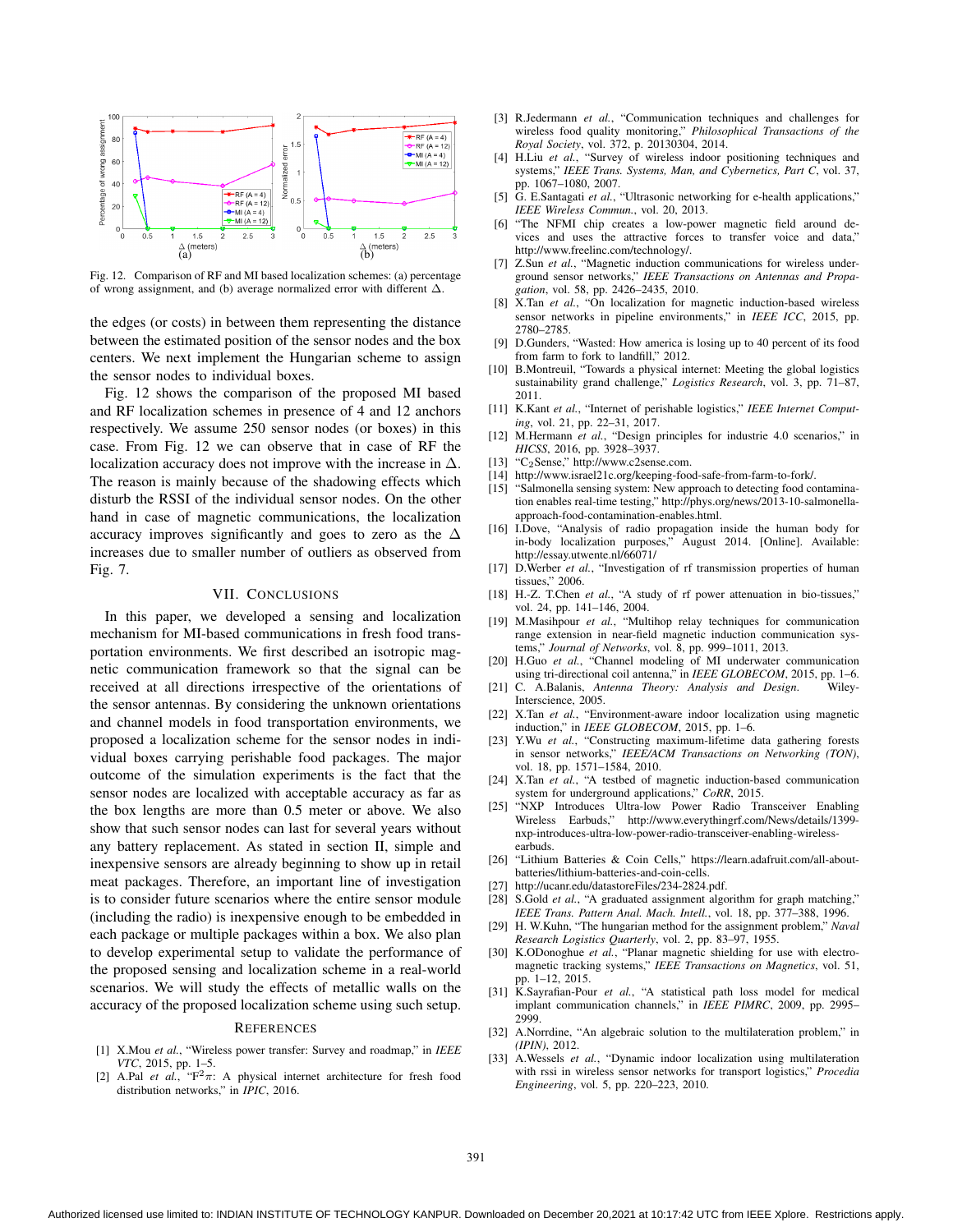Percentage of wrong assignment

100

80

60

40

20

0

0 0.5 1 1.5 2 2.5 3

Δ (meters)

(a)

RF (A = 4)
RF (A = 12)
MI (A = 4)
MI (A = 12)

Normalized error

2

1.5

1

0.5

0

0 0.5 1 1.5 2 2.5 3

Δ (meters)

(b)

RF (A = 4)
RF (A = 12)
MI (A = 4)
MI (A = 12)

Fig. 12. Comparison of RF and MI based localization schemes: (a) percentage of wrong assignment, and (b) average normalized error with different Δ.

the edges (or costs) in between them representing the distance between the estimated position of the sensor nodes and the box centers. We next implement the Hungarian scheme to assign the sensor nodes to individual boxes.

Fig. 12 shows the comparison of the proposed MI based and RF localization schemes in presence of 4 and 12 anchors respectively. We assume 250 sensor nodes (or boxes) in this case. From Fig. 12 we can observe that in case of RF the localization accuracy does not improve with the increase in Δ. The reason is mainly because of the shadowing effects which disturb the RSSI of the individual sensor nodes. On the other hand in case of magnetic communications, the localization accuracy improves significantly and goes to zero as the Δ increases due to smaller number of outliers as observed from Fig. 7.

## VII. Conclusions

In this paper, we developed a sensing and localization mechanism for MI-based communications in fresh food transportation environments. We first described an isotropic magnetic communication framework so that the signal can be received at all directions irrespective of the orientations of the sensor antennas. By considering the unknown orientations and channel models in food transportation environments, we proposed a localization scheme for the sensor nodes in individual boxes carrying perishable food packages. The major outcome of the simulation experiments is the fact that the sensor nodes are localized with acceptable accuracy as far as the box lengths are more than 0.5 meter or above. We also show that such sensor nodes can last for several years without any battery replacement. As stated in section II, simple and inexpensive sensors are already beginning to show up in retail meat packages. Therefore, an important line of investigation is to consider future scenarios where the entire sensor module (including the radio) is inexpensive enough to be embedded in each package or multiple packages within a box. We also plan to develop experimental setup to validate the performance of the proposed sensing and localization scheme in a real-world scenarios. We will study the effects of metallic walls on the accuracy of the proposed localization scheme using such setup.

## References

[1] X.Mou *et al.*, "Wireless power transfer: Survey and roadmap," in *IEEE VTC*, 2015, pp. 1–5.

[2] A.Pal *et al.*, "$F^2\pi$: A physical internet architecture for fresh food distribution networks," in *IPIC*, 2016.

[3] R.Jedermann *et al.*, "Communication techniques and challenges for wireless food quality monitoring," *Philosophical Transactions of the Royal Society*, vol. 372, p. 20130304, 2014.

[4] H.Liu *et al.*, "Survey of wireless indoor positioning techniques and systems," *IEEE Trans. Systems, Man, and Cybernetics, Part C*, vol. 37, pp. 1067–1080, 2007.

[5] G. E.Santagati *et al.*, "Ultrasonic networking for e-health applications," *IEEE Wireless Commun.*, vol. 20, 2013.

[6] "The NFMI chip creates a low-power magnetic field around devices and uses the attractive forces to transfer voice and data," http://www.freelinc.com/technology/.

[7] Z.Sun *et al.*, "Magnetic induction communications for wireless underground sensor networks," *IEEE Transactions on Antennas and Propagation*, vol. 58, pp. 2426–2435, 2010.

[8] X.Tan *et al.*, "On localization for magnetic induction-based wireless sensor networks in pipeline environments," in *IEEE ICC*, 2015, pp. 2780–2785.

[9] D.Gunders, "Wasted: How america is losing up to 40 percent of its food from farm to fork to landfill," 2012.

[10] B.Montreuil, "Towards a physical internet: Meeting the global logistics sustainability grand challenge," *Logistics Research*, vol. 3, pp. 71–87, 2011.

[11] K.Kant *et al.*, "Internet of perishable logistics," *IEEE Internet Computing*, vol. 21, pp. 22–31, 2017.

[12] M.Hermann *et al.*, "Design principles for industrie 4.0 scenarios," in *HICSS*, 2016, pp. 3928–3937.

[13] "$C_2$Sense," http://www.c2sense.com.

[14] http://www.israel21c.org/keeping-food-safe-from-farm-to-fork/.

[15] "Salmonella sensing system: New approach to detecting food contamination enables real-time testing," http://phys.org/news/2013-10-salmonella-approach-food-contamination-enables.html.

[16] I.Dove, "Analysis of radio propagation inside the human body for in-body localization purposes," August 2014. [Online]. Available: http://essay.utwente.nl/66071/

[17] D.Werber *et al.*, "Investigation of rf transmission properties of human tissues," 2006.

[18] H.-Z. T.Chen *et al.*, "A study of rf power attenuation in bio-tissues," vol. 24, pp. 141–146, 2004.

[19] M.Masihpour *et al.*, "Multihop relay techniques for communication range extension in near-field magnetic induction communication systems," *Journal of Networks*, vol. 8, pp. 999–1011, 2013.

[20] H.Guo *et al.*, "Channel modeling of MI underwater communication using tri-directional coil antenna," in *IEEE GLOBECOM*, 2015, pp. 1–6.

[21] C. A.Balanis, *Antenna Theory: Analysis and Design*. Wiley-Interscience, 2005.

[22] X.Tan *et al.*, "Environment-aware indoor localization using magnetic induction," in *IEEE GLOBECOM*, 2015, pp. 1–6.

[23] Y.Wu *et al.*, "Constructing maximum-lifetime data gathering forests in sensor networks," *IEEE/ACM Transactions on Networking (TON)*, vol. 18, pp. 1571–1584, 2010.

[24] X.Tan *et al.*, "A testbed of magnetic induction-based communication system for underground applications," *CoRR*, 2015.

[25] "NXP Introduces Ultra-low Power Radio Transceiver Enabling Wireless Earbuds," http://www.everythingrf.com/News/details/1399-nxp-introduces-ultra-low-power-radio-transceiver-enabling-wireless-earbuds.

[26] "Lithium Batteries & Coin Cells," https://learn.adafruit.com/all-about-batteries/lithium-batteries-and-coin-cells.

[27] http://ucanr.edu/datastoreFiles/234-2824.pdf.

[28] S.Gold *et al.*, "A graduated assignment algorithm for graph matching," *IEEE Trans. Pattern Anal. Mach. Intell.*, vol. 18, pp. 377–388, 1996.

[29] H. W.Kuhn, "The hungarian method for the assignment problem," *Naval Research Logistics Quarterly*, vol. 2, pp. 83–97, 1955.

[30] K.ODonoghue *et al.*, "Planar magnetic shielding for use with electromagnetic tracking systems," *IEEE Transactions on Magnetics*, vol. 51, pp. 1–12, 2015.

[31] K.Sayrafian-Pour *et al.*, "A statistical path loss model for medical implant communication channels," in *IEEE PIMRC*, 2009, pp. 2995–2999.

[32] A.Norrdine, "An algebraic solution to the multilateration problem," in *(IPIN)*, 2012.

[33] A.Wessels *et al.*, "Dynamic indoor localization using multilateration with rssi in wireless sensor networks for transport logistics," *Procedia Engineering*, vol. 5, pp. 220–223, 2010.